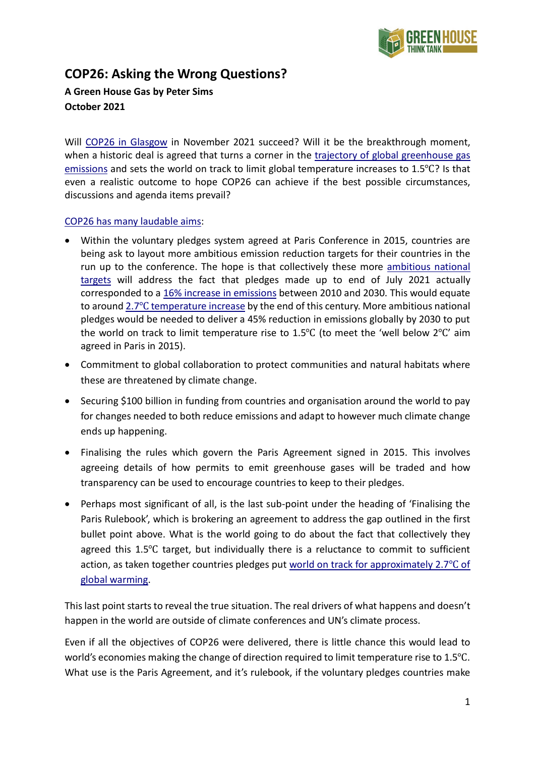# COP26: Asking the Wrong Questions?

**A Green House Gas by Peter Sims**
**October 2021**

Will COP26 in Glasgow in November 2021 succeed? Will it be the breakthrough moment, when a historic deal is agreed that turns a corner in the trajectory of global greenhouse gas emissions and sets the world on track to limit global temperature increases to 1.5℃? Is that even a realistic outcome to hope COP26 can achieve if the best possible circumstances, discussions and agenda items prevail?

COP26 has many laudable aims:

- Within the voluntary pledges system agreed at Paris Conference in 2015, countries are being ask to layout more ambitious emission reduction targets for their countries in the run up to the conference. The hope is that collectively these more ambitious national targets will address the fact that pledges made up to end of July 2021 actually corresponded to a 16% increase in emissions between 2010 and 2030. This would equate to around 2.7℃ temperature increase by the end of this century. More ambitious national pledges would be needed to deliver a 45% reduction in emissions globally by 2030 to put the world on track to limit temperature rise to 1.5℃ (to meet the 'well below 2℃' aim agreed in Paris in 2015).
- Commitment to global collaboration to protect communities and natural habitats where these are threatened by climate change.
- Securing $100 billion in funding from countries and organisation around the world to pay for changes needed to both reduce emissions and adapt to however much climate change ends up happening.
- Finalising the rules which govern the Paris Agreement signed in 2015. This involves agreeing details of how permits to emit greenhouse gases will be traded and how transparency can be used to encourage countries to keep to their pledges.
- Perhaps most significant of all, is the last sub-point under the heading of 'Finalising the Paris Rulebook', which is brokering an agreement to address the gap outlined in the first bullet point above. What is the world going to do about the fact that collectively they agreed this 1.5℃ target, but individually there is a reluctance to commit to sufficient action, as taken together countries pledges put world on track for approximately 2.7℃ of global warming.

This last point starts to reveal the true situation. The real drivers of what happens and doesn't happen in the world are outside of climate conferences and UN's climate process.

Even if all the objectives of COP26 were delivered, there is little chance this would lead to world's economies making the change of direction required to limit temperature rise to 1.5℃. What use is the Paris Agreement, and it's rulebook, if the voluntary pledges countries make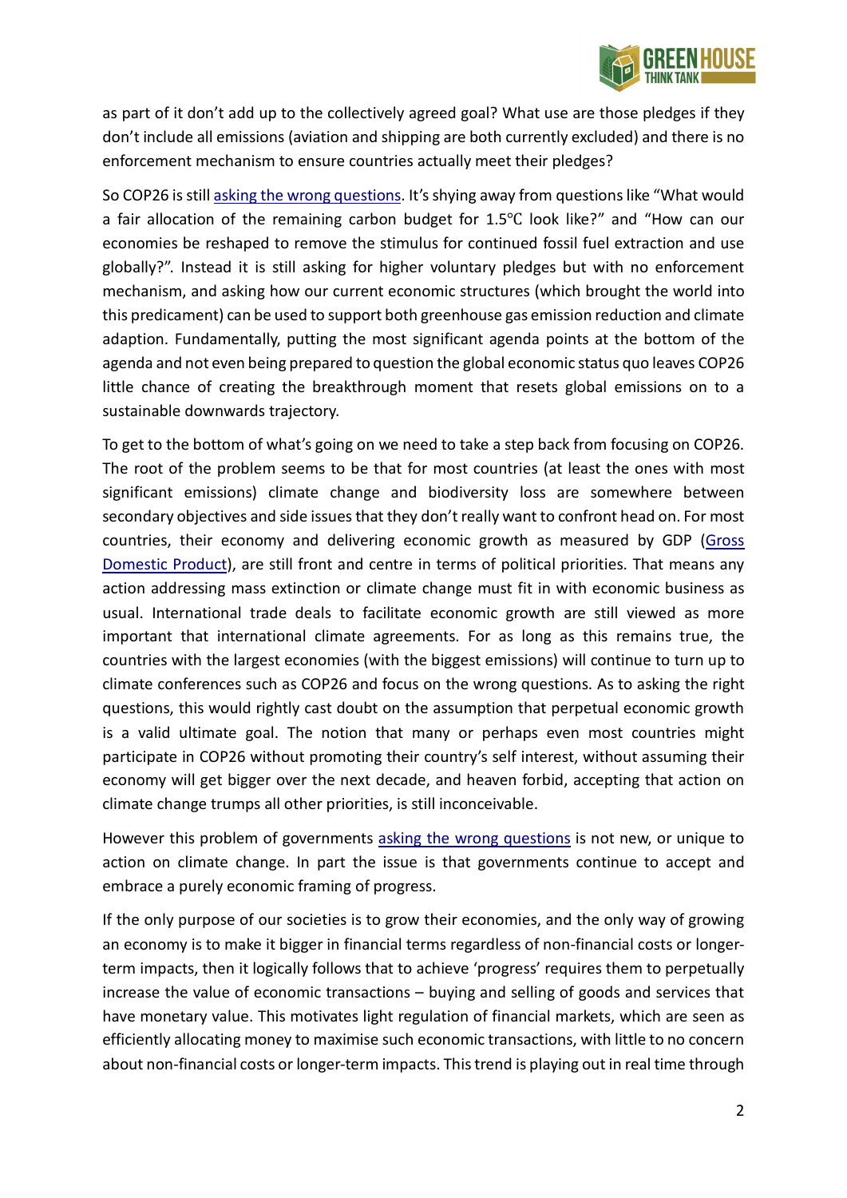as part of it don't add up to the collectively agreed goal? What use are those pledges if they don't include all emissions (aviation and shipping are both currently excluded) and there is no enforcement mechanism to ensure countries actually meet their pledges?

So COP26 is still asking the wrong questions. It's shying away from questions like "What would a fair allocation of the remaining carbon budget for 1.5℃ look like?" and "How can our economies be reshaped to remove the stimulus for continued fossil fuel extraction and use globally?". Instead it is still asking for higher voluntary pledges but with no enforcement mechanism, and asking how our current economic structures (which brought the world into this predicament) can be used to support both greenhouse gas emission reduction and climate adaption. Fundamentally, putting the most significant agenda points at the bottom of the agenda and not even being prepared to question the global economic status quo leaves COP26 little chance of creating the breakthrough moment that resets global emissions on to a sustainable downwards trajectory.

To get to the bottom of what's going on we need to take a step back from focusing on COP26. The root of the problem seems to be that for most countries (at least the ones with most significant emissions) climate change and biodiversity loss are somewhere between secondary objectives and side issues that they don't really want to confront head on. For most countries, their economy and delivering economic growth as measured by GDP (Gross Domestic Product), are still front and centre in terms of political priorities. That means any action addressing mass extinction or climate change must fit in with economic business as usual. International trade deals to facilitate economic growth are still viewed as more important that international climate agreements. For as long as this remains true, the countries with the largest economies (with the biggest emissions) will continue to turn up to climate conferences such as COP26 and focus on the wrong questions. As to asking the right questions, this would rightly cast doubt on the assumption that perpetual economic growth is a valid ultimate goal. The notion that many or perhaps even most countries might participate in COP26 without promoting their country's self interest, without assuming their economy will get bigger over the next decade, and heaven forbid, accepting that action on climate change trumps all other priorities, is still inconceivable.

However this problem of governments asking the wrong questions is not new, or unique to action on climate change. In part the issue is that governments continue to accept and embrace a purely economic framing of progress.

If the only purpose of our societies is to grow their economies, and the only way of growing an economy is to make it bigger in financial terms regardless of non-financial costs or longer-term impacts, then it logically follows that to achieve 'progress' requires them to perpetually increase the value of economic transactions – buying and selling of goods and services that have monetary value. This motivates light regulation of financial markets, which are seen as efficiently allocating money to maximise such economic transactions, with little to no concern about non-financial costs or longer-term impacts. This trend is playing out in real time through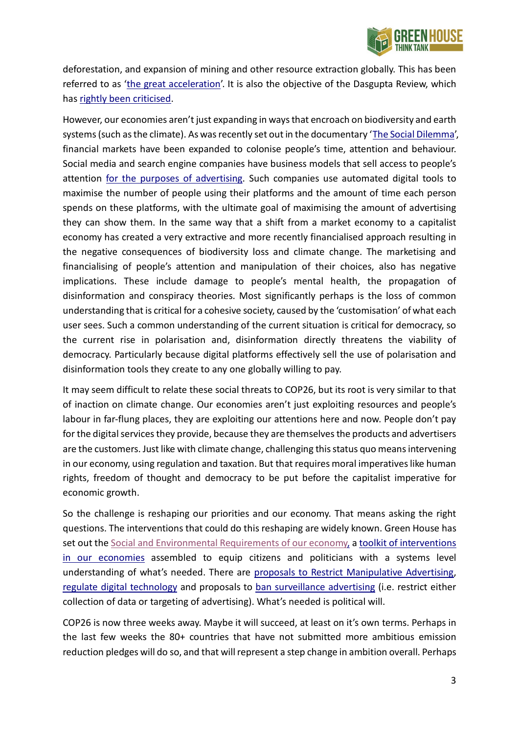deforestation, and expansion of mining and other resource extraction globally. This has been referred to as '[the great acceleration](#)'. It is also the objective of the Dasgupta Review, which has [rightly been criticised](#).

However, our economies aren't just expanding in ways that encroach on biodiversity and earth systems (such as the climate). As was recently set out in the documentary '[The Social Dilemma](#)', financial markets have been expanded to colonise people's time, attention and behaviour. Social media and search engine companies have business models that sell access to people's attention [for the purposes of advertising](#). Such companies use automated digital tools to maximise the number of people using their platforms and the amount of time each person spends on these platforms, with the ultimate goal of maximising the amount of advertising they can show them. In the same way that a shift from a market economy to a capitalist economy has created a very extractive and more recently financialised approach resulting in the negative consequences of biodiversity loss and climate change. The marketising and financialising of people's attention and manipulation of their choices, also has negative implications. These include damage to people's mental health, the propagation of disinformation and conspiracy theories. Most significantly perhaps is the loss of common understanding that is critical for a cohesive society, caused by the 'customisation' of what each user sees. Such a common understanding of the current situation is critical for democracy, so the current rise in polarisation and, disinformation directly threatens the viability of democracy. Particularly because digital platforms effectively sell the use of polarisation and disinformation tools they create to any one globally willing to pay.

It may seem difficult to relate these social threats to COP26, but its root is very similar to that of inaction on climate change. Our economies aren't just exploiting resources and people's labour in far-flung places, they are exploiting our attentions here and now. People don't pay for the digital services they provide, because they are themselves the products and advertisers are the customers. Just like with climate change, challenging this status quo means intervening in our economy, using regulation and taxation. But that requires moral imperatives like human rights, freedom of thought and democracy to be put before the capitalist imperative for economic growth.

So the challenge is reshaping our priorities and our economy. That means asking the right questions. The interventions that could do this reshaping are widely known. Green House has set out the [Social and Environmental Requirements of our economy](#), a [toolkit of interventions in our economies](#) assembled to equip citizens and politicians with a systems level understanding of what's needed. There are [proposals to Restrict Manipulative Advertising](#), [regulate digital technology](#) and proposals to [ban surveillance advertising](#) (i.e. restrict either collection of data or targeting of advertising). What's needed is political will.

COP26 is now three weeks away. Maybe it will succeed, at least on it's own terms. Perhaps in the last few weeks the 80+ countries that have not submitted more ambitious emission reduction pledges will do so, and that will represent a step change in ambition overall. Perhaps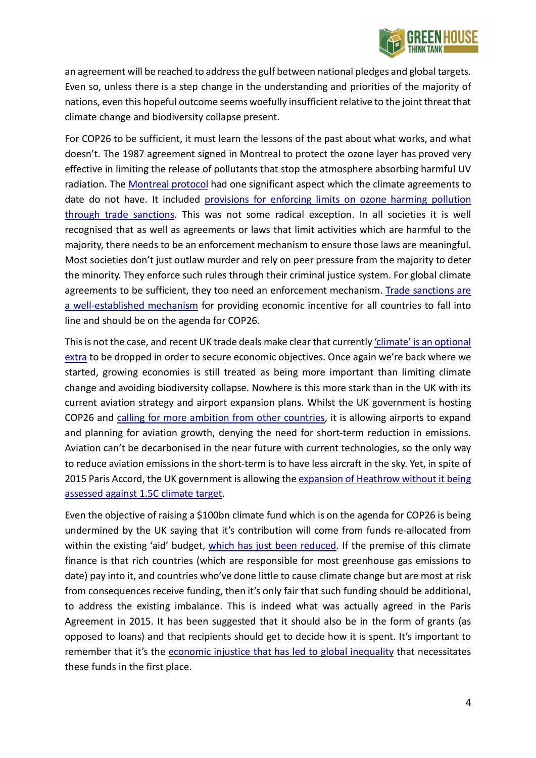an agreement will be reached to address the gulf between national pledges and global targets. Even so, unless there is a step change in the understanding and priorities of the majority of nations, even this hopeful outcome seems woefully insufficient relative to the joint threat that climate change and biodiversity collapse present.

For COP26 to be sufficient, it must learn the lessons of the past about what works, and what doesn't. The 1987 agreement signed in Montreal to protect the ozone layer has proved very effective in limiting the release of pollutants that stop the atmosphere absorbing harmful UV radiation. The Montreal protocol had one significant aspect which the climate agreements to date do not have. It included provisions for enforcing limits on ozone harming pollution through trade sanctions. This was not some radical exception. In all societies it is well recognised that as well as agreements or laws that limit activities which are harmful to the majority, there needs to be an enforcement mechanism to ensure those laws are meaningful. Most societies don't just outlaw murder and rely on peer pressure from the majority to deter the minority. They enforce such rules through their criminal justice system. For global climate agreements to be sufficient, they too need an enforcement mechanism. Trade sanctions are a well-established mechanism for providing economic incentive for all countries to fall into line and should be on the agenda for COP26.

This is not the case, and recent UK trade deals make clear that currently 'climate' is an optional extra to be dropped in order to secure economic objectives. Once again we're back where we started, growing economies is still treated as being more important than limiting climate change and avoiding biodiversity collapse. Nowhere is this more stark than in the UK with its current aviation strategy and airport expansion plans. Whilst the UK government is hosting COP26 and calling for more ambition from other countries, it is allowing airports to expand and planning for aviation growth, denying the need for short-term reduction in emissions. Aviation can't be decarbonised in the near future with current technologies, so the only way to reduce aviation emissions in the short-term is to have less aircraft in the sky. Yet, in spite of 2015 Paris Accord, the UK government is allowing the expansion of Heathrow without it being assessed against 1.5C climate target.

Even the objective of raising a $100bn climate fund which is on the agenda for COP26 is being undermined by the UK saying that it's contribution will come from funds re-allocated from within the existing 'aid' budget, which has just been reduced. If the premise of this climate finance is that rich countries (which are responsible for most greenhouse gas emissions to date) pay into it, and countries who've done little to cause climate change but are most at risk from consequences receive funding, then it's only fair that such funding should be additional, to address the existing imbalance. This is indeed what was actually agreed in the Paris Agreement in 2015. It has been suggested that it should also be in the form of grants (as opposed to loans) and that recipients should get to decide how it is spent. It's important to remember that it's the economic injustice that has led to global inequality that necessitates these funds in the first place.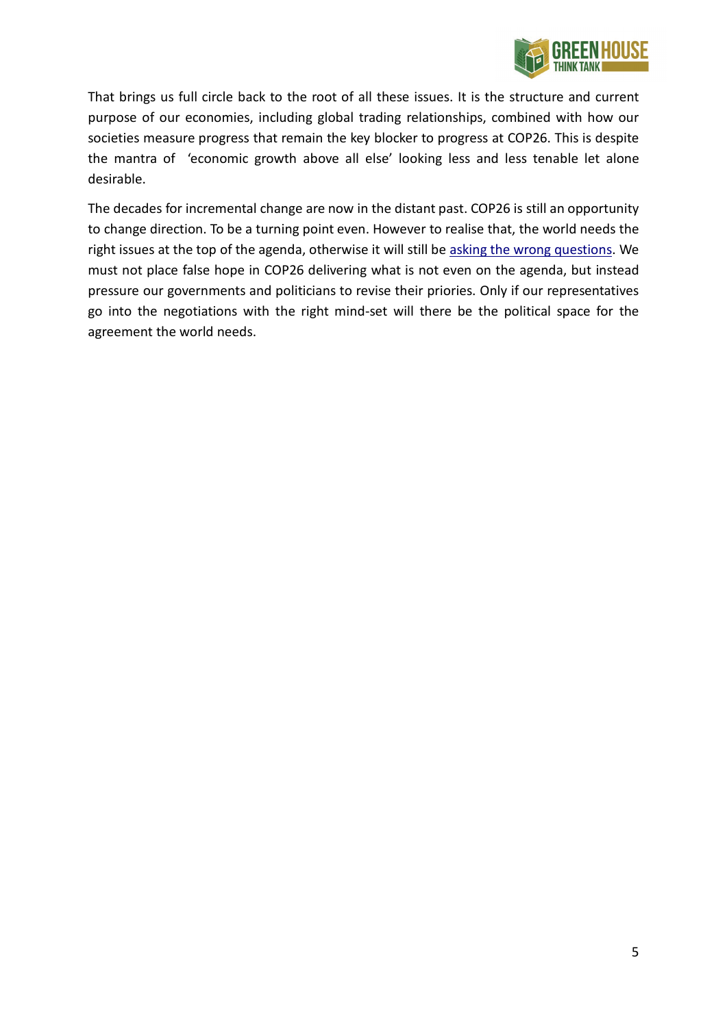That brings us full circle back to the root of all these issues. It is the structure and current purpose of our economies, including global trading relationships, combined with how our societies measure progress that remain the key blocker to progress at COP26. This is despite the mantra of 'economic growth above all else' looking less and less tenable let alone desirable.

The decades for incremental change are now in the distant past. COP26 is still an opportunity to change direction. To be a turning point even. However to realise that, the world needs the right issues at the top of the agenda, otherwise it will still be asking the wrong questions. We must not place false hope in COP26 delivering what is not even on the agenda, but instead pressure our governments and politicians to revise their priories. Only if our representatives go into the negotiations with the right mind-set will there be the political space for the agreement the world needs.